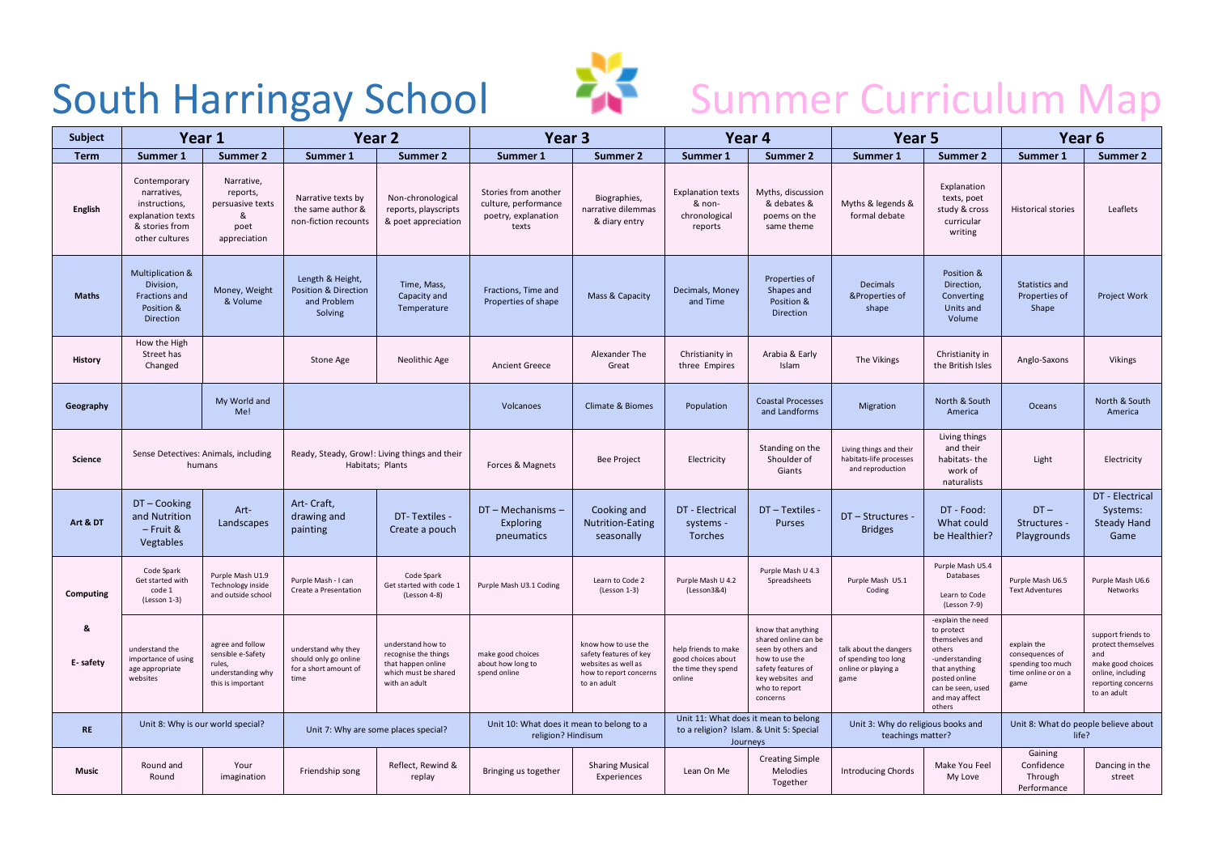# South Harringay School — Summer Curriculum Map

| Subject | Year 1 | | Year 2 | | Year 3 | | Year 4 | | Year 5 | | Year 6 | |
|---|---|---|---|---|---|---|---|---|---|---|---|---|
| **Term** | **Summer 1** | **Summer 2** | **Summer 1** | **Summer 2** | **Summer 1** | **Summer 2** | **Summer 1** | **Summer 2** | **Summer 1** | **Summer 2** | **Summer 1** | **Summer 2** |
| **English** | Contemporary narratives, instructions, explanation texts & stories from other cultures | Narrative, reports, persuasive texts & poet appreciation | Narrative texts by the same author & non-fiction recounts | Non-chronological reports, playscripts & poet appreciation | Stories from another culture, performance poetry, explanation texts | Biographies, narrative dilemmas & diary entry | Explanation texts & non-chronological reports | Myths, discussion & debates & poems on the same theme | Myths & legends & formal debate | Explanation texts, poet study & cross curricular writing | Historical stories | Leaflets |
| **Maths** | Multiplication & Division, Fractions and Position & Direction | Money, Weight & Volume | Length & Height, Position & Direction and Problem Solving | Time, Mass, Capacity and Temperature | Fractions, Time and Properties of shape | Mass & Capacity | Decimals, Money and Time | Properties of Shapes and Position & Direction | Decimals &Properties of shape | Position & Direction, Converting Units and Volume | Statistics and Properties of Shape | Project Work |
| **History** | How the High Street has Changed | | Stone Age | Neolithic Age | Ancient Greece | Alexander The Great | Christianity in three Empires | Arabia & Early Islam | The Vikings | Christianity in the British Isles | Anglo-Saxons | Vikings |
| **Geography** | | My World and Me! | | | Volcanoes | Climate & Biomes | Population | Coastal Processes and Landforms | Migration | North & South America | Oceans | North & South America |
| **Science** | Sense Detectives: Animals, including humans | | Ready, Steady, Grow!: Living things and their Habitats; Plants | | Forces & Magnets | Bee Project | Electricity | Standing on the Shoulder of Giants | Living things and their habitats-life processes and reproduction | Living things and their habitats- the work of naturalists | Light | Electricity |
| **Art & DT** | DT – Cooking and Nutrition – Fruit & Vegtables | Art- Landscapes | Art- Craft, drawing and painting | DT- Textiles - Create a pouch | DT – Mechanisms – Exploring pneumatics | Cooking and Nutrition-Eating seasonally | DT - Electrical systems - Torches | DT – Textiles - Purses | DT – Structures - Bridges | DT - Food: What could be Healthier? | DT – Structures - Playgrounds | DT - Electrical Systems: Steady Hand Game |
| **Computing** | Code Spark Get started with code 1 (Lesson 1-3) | Purple Mash U1.9 Technology inside and outside school | Purple Mash - I can Create a Presentation | Code Spark Get started with code 1 (Lesson 4-8) | Purple Mash U3.1 Coding | Learn to Code 2 (Lesson 1-3) | Purple Mash U 4.2 (Lesson3&4) | Purple Mash U 4.3 Spreadsheets | Purple Mash U5.1 Coding | Purple Mash U5.4 Databases Learn to Code (Lesson 7-9) | Purple Mash U6.5 Text Adventures | Purple Mash U6.6 Networks |
| **& E- safety** | understand the importance of using age appropriate websites | agree and follow sensible e-Safety rules, understanding why this is important | understand why they should only go online for a short amount of time | understand how to recognise the things that happen online which must be shared with an adult | make good choices about how long to spend online | know how to use the safety features of key websites as well as how to report concerns to an adult | help friends to make good choices about the time they spend online | know that anything shared online can be seen by others and how to use the safety features of key websites and who to report concerns | talk about the dangers of spending too long online or playing a game | -explain the need to protect themselves and others -understanding that anything posted online can be seen, used and may affect others | explain the consequences of spending too much time online or on a game | support friends to protect themselves and make good choices online, including reporting concerns to an adult |
| **RE** | Unit 8: Why is our world special? | | Unit 7: Why are some places special? | | Unit 10: What does it mean to belong to a religion? Hindisum | | Unit 11: What does it mean to belong to a religion? Islam. & Unit 5: Special Journeys | | Unit 3: Why do religious books and teachings matter? | | Unit 8: What do people believe about life? | |
| **Music** | Round and Round | Your imagination | Friendship song | Reflect, Rewind & replay | Bringing us together | Sharing Musical Experiences | Lean On Me | Creating Simple Melodies Together | Introducing Chords | Make You Feel My Love | Gaining Confidence Through Performance | Dancing in the street |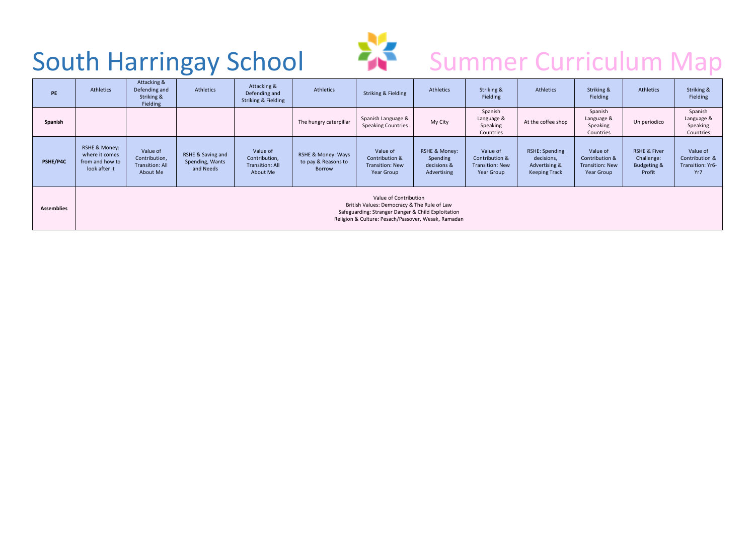# South Harringay School

# Summer Curriculum Map

| | | | | | | | | | | | | |
|---|---|---|---|---|---|---|---|---|---|---|---|---|
| **PE** | Athletics | Attacking & Defending and Striking & Fielding | Athletics | Attacking & Defending and Striking & Fielding | Athletics | Striking & Fielding | Athletics | Striking & Fielding | Athletics | Striking & Fielding | Athletics | Striking & Fielding |
| **Spanish** | | | | | The hungry caterpillar | Spanish Language & Speaking Countries | My City | Spanish Language & Speaking Countries | At the coffee shop | Spanish Language & Speaking Countries | Un periodico | Spanish Language & Speaking Countries |
| **PSHE/P4C** | RSHE & Money: where it comes from and how to look after it | Value of Contribution, Transition: All About Me | RSHE & Saving and Spending, Wants and Needs | Value of Contribution, Transition: All About Me | RSHE & Money: Ways to pay & Reasons to Borrow | Value of Contribution & Transition: New Year Group | RSHE & Money: Spending decisions & Advertising | Value of Contribution & Transition: New Year Group | RSHE: Spending decisions, Advertising & Keeping Track | Value of Contribution & Transition: New Year Group | RSHE & Fiver Challenge: Budgeting & Profit | Value of Contribution & Transition: Yr6-Yr7 |
| **Assemblies** | Value of Contribution<br>British Values: Democracy & The Rule of Law<br>Safeguarding: Stranger Danger & Child Exploitation<br>Religion & Culture: Pesach/Passover, Wesak, Ramadan | | | | | | | | | | | |